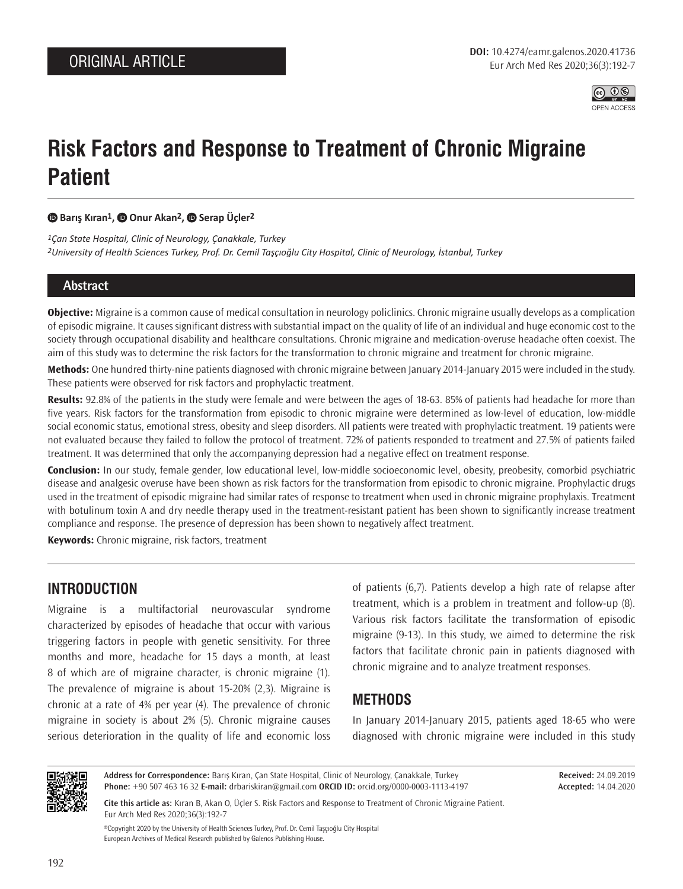ORIGINAL ARTICLE

DOI: 10.4274/eamr.galenos.2020.41736

# Risk Factors and Response to Treatment of Chronic Migraine Patient

**Barış Kıran[1], Onur Akan[2], Serap Üçler[2]**

*[1]Çan State Hospital, Clinic of Neurology, Çanakkale, Turkey*
*[2]University of Health Sciences Turkey, Prof. Dr. Cemil Taşçıoğlu City Hospital, Clinic of Neurology, İstanbul, Turkey*

## Abstract

**Objective:** Migraine is a common cause of medical consultation in neurology policlinics. Chronic migraine usually develops as a complication of episodic migraine. It causes significant distress with substantial impact on the quality of life of an individual and huge economic cost to the society through occupational disability and healthcare consultations. Chronic migraine and medication-overuse headache often coexist. The aim of this study was to determine the risk factors for the transformation to chronic migraine and treatment for chronic migraine.

**Methods:** One hundred thirty-nine patients diagnosed with chronic migraine between January 2014-January 2015 were included in the study. These patients were observed for risk factors and prophylactic treatment.

**Results:** 92.8% of the patients in the study were female and were between the ages of 18-63. 85% of patients had headache for more than five years. Risk factors for the transformation from episodic to chronic migraine were determined as low-level of education, low-middle social economic status, emotional stress, obesity and sleep disorders. All patients were treated with prophylactic treatment. 19 patients were not evaluated because they failed to follow the protocol of treatment. 72% of patients responded to treatment and 27.5% of patients failed treatment. It was determined that only the accompanying depression had a negative effect on treatment response.

**Conclusion:** In our study, female gender, low educational level, low-middle socioeconomic level, obesity, preobesity, comorbid psychiatric disease and analgesic overuse have been shown as risk factors for the transformation from episodic to chronic migraine. Prophylactic drugs used in the treatment of episodic migraine had similar rates of response to treatment when used in chronic migraine prophylaxis. Treatment with botulinum toxin A and dry needle therapy used in the treatment-resistant patient has been shown to significantly increase treatment compliance and response. The presence of depression has been shown to negatively affect treatment.

**Keywords:** Chronic migraine, risk factors, treatment

## INTRODUCTION

Migraine is a multifactorial neurovascular syndrome characterized by episodes of headache that occur with various triggering factors in people with genetic sensitivity. For three months and more, headache for 15 days a month, at least 8 of which are of migraine character, is chronic migraine (1). The prevalence of migraine is about 15-20% (2,3). Migraine is chronic at a rate of 4% per year (4). The prevalence of chronic migraine in society is about 2% (5). Chronic migraine causes serious deterioration in the quality of life and economic loss of patients (6,7). Patients develop a high rate of relapse after treatment, which is a problem in treatment and follow-up (8). Various risk factors facilitate the transformation of episodic migraine (9-13). In this study, we aimed to determine the risk factors that facilitate chronic pain in patients diagnosed with chronic migraine and to analyze treatment responses.

## METHODS

In January 2014-January 2015, patients aged 18-65 who were diagnosed with chronic migraine were included in this study

**Address for Correspondence:** Barış Kıran, Çan State Hospital, Clinic of Neurology, Çanakkale, Turkey
**Phone:** +90 507 463 16 32 **E-mail:** drbariskiran@gmail.com **ORCID ID:** orcid.org/0000-0003-1113-4197

**Received:** 24.09.2019
**Accepted:** 14.04.2020

**Cite this article as:** Kıran B, Akan O, Üçler S. Risk Factors and Response to Treatment of Chronic Migraine Patient. Eur Arch Med Res 2020;36(3):192-7

©Copyright 2020 by the University of Health Sciences Turkey, Prof. Dr. Cemil Taşçıoğlu City Hospital
European Archives of Medical Research published by Galenos Publishing House.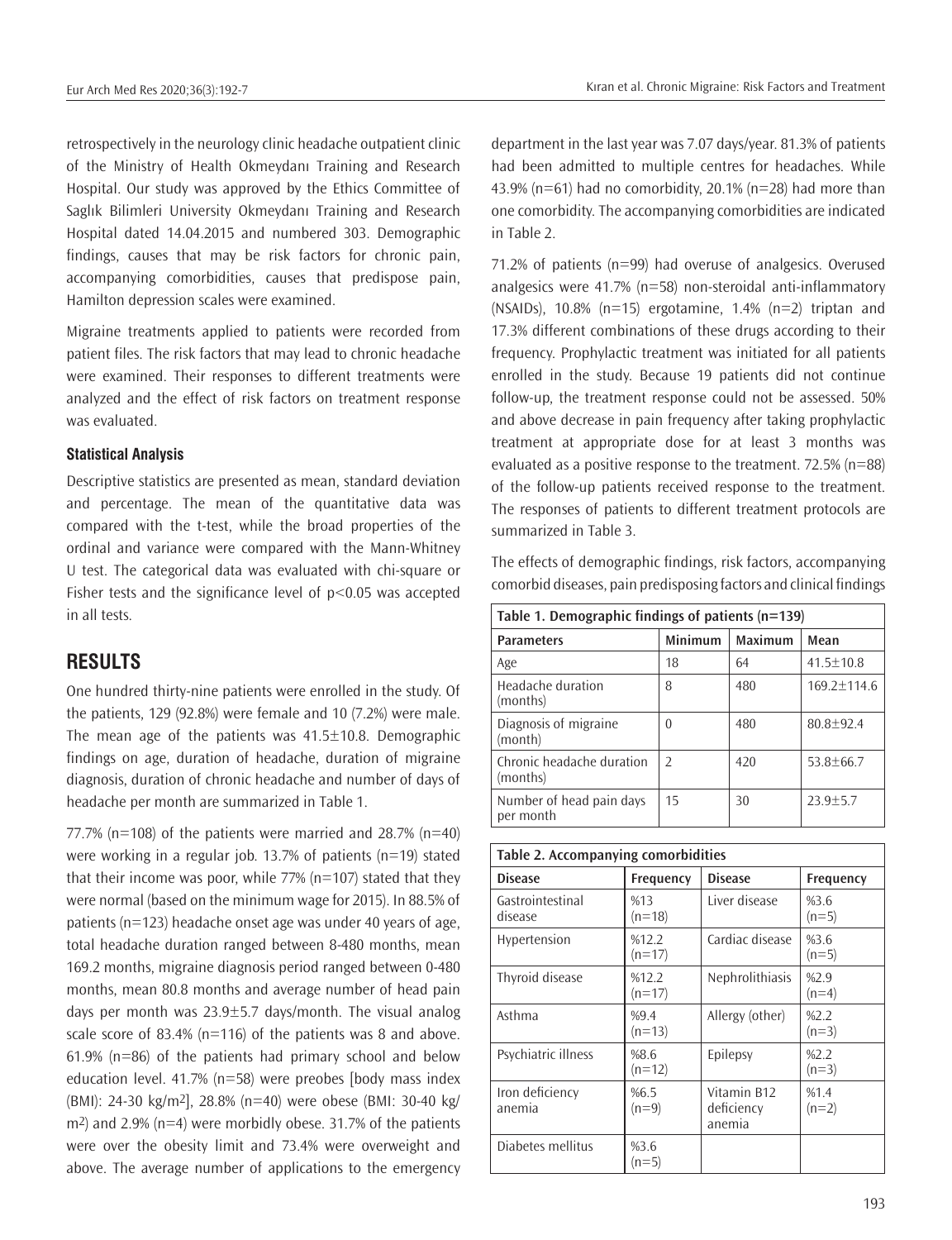retrospectively in the neurology clinic headache outpatient clinic of the Ministry of Health Okmeydanı Training and Research Hospital. Our study was approved by the Ethics Committee of Saglık Bilimleri University Okmeydanı Training and Research Hospital dated 14.04.2015 and numbered 303. Demographic findings, causes that may be risk factors for chronic pain, accompanying comorbidities, causes that predispose pain, Hamilton depression scales were examined.

Migraine treatments applied to patients were recorded from patient files. The risk factors that may lead to chronic headache were examined. Their responses to different treatments were analyzed and the effect of risk factors on treatment response was evaluated.

### Statistical Analysis

Descriptive statistics are presented as mean, standard deviation and percentage. The mean of the quantitative data was compared with the t-test, while the broad properties of the ordinal and variance were compared with the Mann-Whitney U test. The categorical data was evaluated with chi-square or Fisher tests and the significance level of $p<0.05$ was accepted in all tests.

## RESULTS

One hundred thirty-nine patients were enrolled in the study. Of the patients, 129 (92.8%) were female and 10 (7.2%) were male. The mean age of the patients was 41.5±10.8. Demographic findings on age, duration of headache, duration of migraine diagnosis, duration of chronic headache and number of days of headache per month are summarized in Table 1.

77.7% (n=108) of the patients were married and 28.7% (n=40) were working in a regular job. 13.7% of patients (n=19) stated that their income was poor, while 77% (n=107) stated that they were normal (based on the minimum wage for 2015). In 88.5% of patients (n=123) headache onset age was under 40 years of age, total headache duration ranged between 8-480 months, mean 169.2 months, migraine diagnosis period ranged between 0-480 months, mean 80.8 months and average number of head pain days per month was 23.9±5.7 days/month. The visual analog scale score of 83.4% (n=116) of the patients was 8 and above. 61.9% (n=86) of the patients had primary school and below education level. 41.7% (n=58) were preobes [body mass index (BMI): 24-30 kg/m$^2$], 28.8% (n=40) were obese (BMI: 30-40 kg/m$^2$) and 2.9% (n=4) were morbidly obese. 31.7% of the patients were over the obesity limit and 73.4% were overweight and above. The average number of applications to the emergency department in the last year was 7.07 days/year. 81.3% of patients had been admitted to multiple centres for headaches. While 43.9% (n=61) had no comorbidity, 20.1% (n=28) had more than one comorbidity. The accompanying comorbidities are indicated in Table 2.

71.2% of patients (n=99) had overuse of analgesics. Overused analgesics were 41.7% (n=58) non-steroidal anti-inflammatory (NSAIDs), 10.8% (n=15) ergotamine, 1.4% (n=2) triptan and 17.3% different combinations of these drugs according to their frequency. Prophylactic treatment was initiated for all patients enrolled in the study. Because 19 patients did not continue follow-up, the treatment response could not be assessed. 50% and above decrease in pain frequency after taking prophylactic treatment at appropriate dose for at least 3 months was evaluated as a positive response to the treatment. 72.5% (n=88) of the follow-up patients received response to the treatment. The responses of patients to different treatment protocols are summarized in Table 3.

The effects of demographic findings, risk factors, accompanying comorbid diseases, pain predisposing factors and clinical findings

**Table 1. Demographic findings of patients (n=139)**

| Parameters | Minimum | Maximum | Mean |
|---|---|---|---|
| Age | 18 | 64 | 41.5±10.8 |
| Headache duration (months) | 8 | 480 | 169.2±114.6 |
| Diagnosis of migraine (month) | 0 | 480 | 80.8±92.4 |
| Chronic headache duration (months) | 2 | 420 | 53.8±66.7 |
| Number of head pain days per month | 15 | 30 | 23.9±5.7 |

**Table 2. Accompanying comorbidities**

| Disease | Frequency | Disease | Frequency |
|---|---|---|---|
| Gastrointestinal disease | %13 (n=18) | Liver disease | %3.6 (n=5) |
| Hypertension | %12.2 (n=17) | Cardiac disease | %3.6 (n=5) |
| Thyroid disease | %12.2 (n=17) | Nephrolithiasis | %2.9 (n=4) |
| Asthma | %9.4 (n=13) | Allergy (other) | %2.2 (n=3) |
| Psychiatric illness | %8.6 (n=12) | Epilepsy | %2.2 (n=3) |
| Iron deficiency anemia | %6.5 (n=9) | Vitamin B12 deficiency anemia | %1.4 (n=2) |
| Diabetes mellitus | %3.6 (n=5) | | |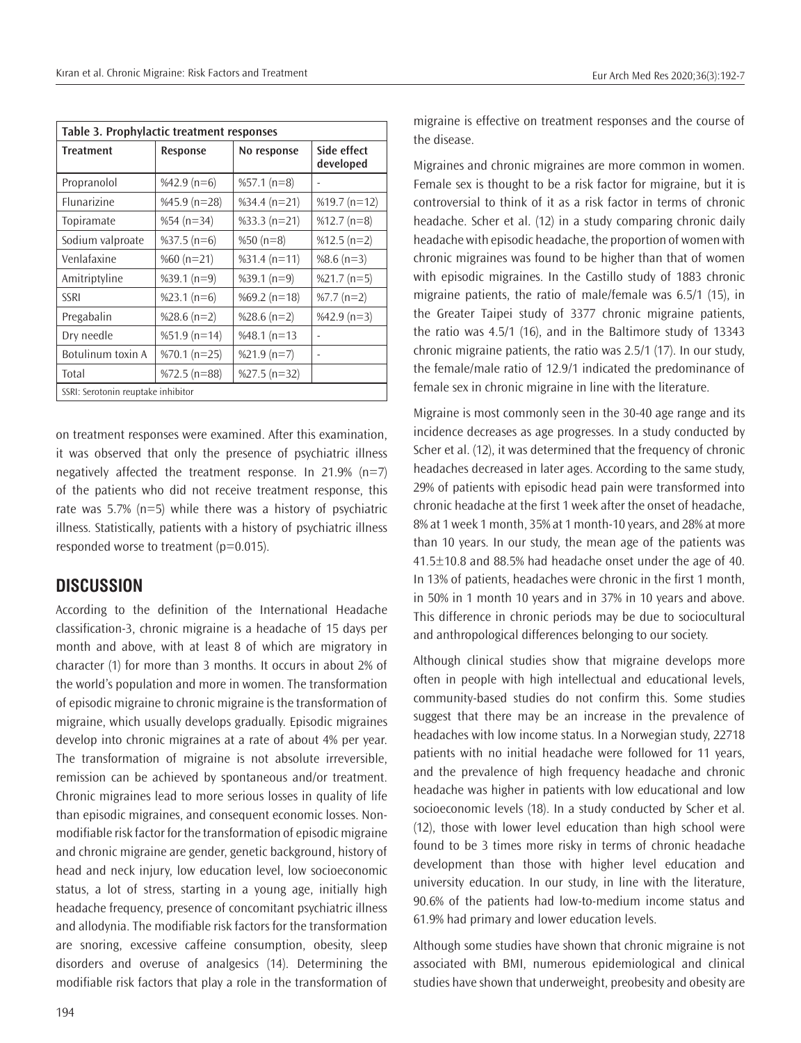| Table 3. Prophylactic treatment responses | | | |
|---|---|---|---|
| **Treatment** | **Response** | **No response** | **Side effect developed** |
| Propranolol | %42.9 (n=6) | %57.1 (n=8) | - |
| Flunarizine | %45.9 (n=28) | %34.4 (n=21) | %19.7 (n=12) |
| Topiramate | %54 (n=34) | %33.3 (n=21) | %12.7 (n=8) |
| Sodium valproate | %37.5 (n=6) | %50 (n=8) | %12.5 (n=2) |
| Venlafaxine | %60 (n=21) | %31.4 (n=11) | %8.6 (n=3) |
| Amitriptyline | %39.1 (n=9) | %39.1 (n=9) | %21.7 (n=5) |
| SSRI | %23.1 (n=6) | %69.2 (n=18) | %7.7 (n=2) |
| Pregabalin | %28.6 (n=2) | %28.6 (n=2) | %42.9 (n=3) |
| Dry needle | %51.9 (n=14) | %48.1 (n=13 | - |
| Botulinum toxin A | %70.1 (n=25) | %21.9 (n=7) | - |
| Total | %72.5 (n=88) | %27.5 (n=32) | |

SSRI: Serotonin reuptake inhibitor

on treatment responses were examined. After this examination, it was observed that only the presence of psychiatric illness negatively affected the treatment response. In 21.9% (n=7) of the patients who did not receive treatment response, this rate was 5.7% (n=5) while there was a history of psychiatric illness. Statistically, patients with a history of psychiatric illness responded worse to treatment ($p=0.015$).

## DISCUSSION

According to the definition of the International Headache classification-3, chronic migraine is a headache of 15 days per month and above, with at least 8 of which are migratory in character (1) for more than 3 months. It occurs in about 2% of the world's population and more in women. The transformation of episodic migraine to chronic migraine is the transformation of migraine, which usually develops gradually. Episodic migraines develop into chronic migraines at a rate of about 4% per year. The transformation of migraine is not absolute irreversible, remission can be achieved by spontaneous and/or treatment. Chronic migraines lead to more serious losses in quality of life than episodic migraines, and consequent economic losses. Non-modifiable risk factor for the transformation of episodic migraine and chronic migraine are gender, genetic background, history of head and neck injury, low education level, low socioeconomic status, a lot of stress, starting in a young age, initially high headache frequency, presence of concomitant psychiatric illness and allodynia. The modifiable risk factors for the transformation are snoring, excessive caffeine consumption, obesity, sleep disorders and overuse of analgesics (14). Determining the modifiable risk factors that play a role in the transformation of migraine is effective on treatment responses and the course of the disease.

Migraines and chronic migraines are more common in women. Female sex is thought to be a risk factor for migraine, but it is controversial to think of it as a risk factor in terms of chronic headache. Scher et al. (12) in a study comparing chronic daily headache with episodic headache, the proportion of women with chronic migraines was found to be higher than that of women with episodic migraines. In the Castillo study of 1883 chronic migraine patients, the ratio of male/female was 6.5/1 (15), in the Greater Taipei study of 3377 chronic migraine patients, the ratio was 4.5/1 (16), and in the Baltimore study of 13343 chronic migraine patients, the ratio was 2.5/1 (17). In our study, the female/male ratio of 12.9/1 indicated the predominance of female sex in chronic migraine in line with the literature.

Migraine is most commonly seen in the 30-40 age range and its incidence decreases as age progresses. In a study conducted by Scher et al. (12), it was determined that the frequency of chronic headaches decreased in later ages. According to the same study, 29% of patients with episodic head pain were transformed into chronic headache at the first 1 week after the onset of headache, 8% at 1 week 1 month, 35% at 1 month-10 years, and 28% at more than 10 years. In our study, the mean age of the patients was 41.5±10.8 and 88.5% had headache onset under the age of 40. In 13% of patients, headaches were chronic in the first 1 month, in 50% in 1 month 10 years and in 37% in 10 years and above. This difference in chronic periods may be due to sociocultural and anthropological differences belonging to our society.

Although clinical studies show that migraine develops more often in people with high intellectual and educational levels, community-based studies do not confirm this. Some studies suggest that there may be an increase in the prevalence of headaches with low income status. In a Norwegian study, 22718 patients with no initial headache were followed for 11 years, and the prevalence of high frequency headache and chronic headache was higher in patients with low educational and low socioeconomic levels (18). In a study conducted by Scher et al. (12), those with lower level education than high school were found to be 3 times more risky in terms of chronic headache development than those with higher level education and university education. In our study, in line with the literature, 90.6% of the patients had low-to-medium income status and 61.9% had primary and lower education levels.

Although some studies have shown that chronic migraine is not associated with BMI, numerous epidemiological and clinical studies have shown that underweight, preobesity and obesity are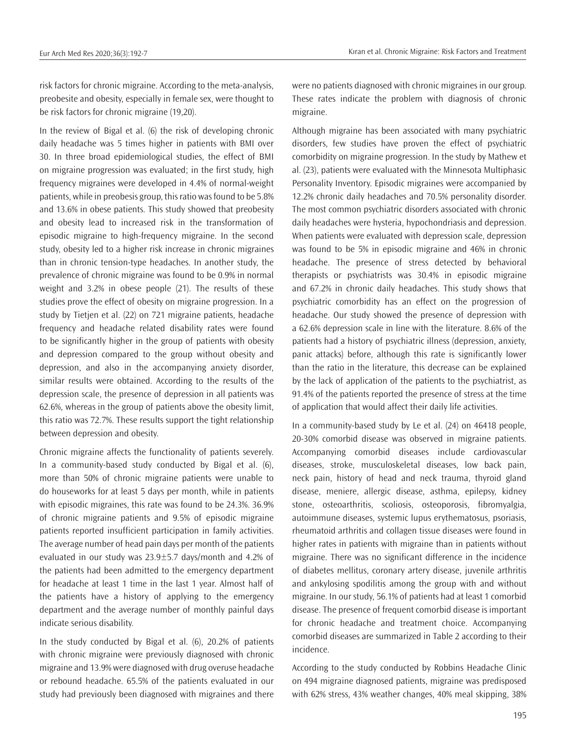risk factors for chronic migraine. According to the meta-analysis, preobesite and obesity, especially in female sex, were thought to be risk factors for chronic migraine (19,20).

In the review of Bigal et al. (6) the risk of developing chronic daily headache was 5 times higher in patients with BMI over 30. In three broad epidemiological studies, the effect of BMI on migraine progression was evaluated; in the first study, high frequency migraines were developed in 4.4% of normal-weight patients, while in preobesis group, this ratio was found to be 5.8% and 13.6% in obese patients. This study showed that preobesity and obesity lead to increased risk in the transformation of episodic migraine to high-frequency migraine. In the second study, obesity led to a higher risk increase in chronic migraines than in chronic tension-type headaches. In another study, the prevalence of chronic migraine was found to be 0.9% in normal weight and 3.2% in obese people (21). The results of these studies prove the effect of obesity on migraine progression. In a study by Tietjen et al. (22) on 721 migraine patients, headache frequency and headache related disability rates were found to be significantly higher in the group of patients with obesity and depression compared to the group without obesity and depression, and also in the accompanying anxiety disorder, similar results were obtained. According to the results of the depression scale, the presence of depression in all patients was 62.6%, whereas in the group of patients above the obesity limit, this ratio was 72.7%. These results support the tight relationship between depression and obesity.

Chronic migraine affects the functionality of patients severely. In a community-based study conducted by Bigal et al. (6), more than 50% of chronic migraine patients were unable to do houseworks for at least 5 days per month, while in patients with episodic migraines, this rate was found to be 24.3%. 36.9% of chronic migraine patients and 9.5% of episodic migraine patients reported insufficient participation in family activities. The average number of head pain days per month of the patients evaluated in our study was 23.9±5.7 days/month and 4.2% of the patients had been admitted to the emergency department for headache at least 1 time in the last 1 year. Almost half of the patients have a history of applying to the emergency department and the average number of monthly painful days indicate serious disability.

In the study conducted by Bigal et al. (6), 20.2% of patients with chronic migraine were previously diagnosed with chronic migraine and 13.9% were diagnosed with drug overuse headache or rebound headache. 65.5% of the patients evaluated in our study had previously been diagnosed with migraines and there were no patients diagnosed with chronic migraines in our group. These rates indicate the problem with diagnosis of chronic migraine.

Although migraine has been associated with many psychiatric disorders, few studies have proven the effect of psychiatric comorbidity on migraine progression. In the study by Mathew et al. (23), patients were evaluated with the Minnesota Multiphasic Personality Inventory. Episodic migraines were accompanied by 12.2% chronic daily headaches and 70.5% personality disorder. The most common psychiatric disorders associated with chronic daily headaches were hysteria, hypochondriasis and depression. When patients were evaluated with depression scale, depression was found to be 5% in episodic migraine and 46% in chronic headache. The presence of stress detected by behavioral therapists or psychiatrists was 30.4% in episodic migraine and 67.2% in chronic daily headaches. This study shows that psychiatric comorbidity has an effect on the progression of headache. Our study showed the presence of depression with a 62.6% depression scale in line with the literature. 8.6% of the patients had a history of psychiatric illness (depression, anxiety, panic attacks) before, although this rate is significantly lower than the ratio in the literature, this decrease can be explained by the lack of application of the patients to the psychiatrist, as 91.4% of the patients reported the presence of stress at the time of application that would affect their daily life activities.

In a community-based study by Le et al. (24) on 46418 people, 20-30% comorbid disease was observed in migraine patients. Accompanying comorbid diseases include cardiovascular diseases, stroke, musculoskeletal diseases, low back pain, neck pain, history of head and neck trauma, thyroid gland disease, meniere, allergic disease, asthma, epilepsy, kidney stone, osteoarthritis, scoliosis, osteoporosis, fibromyalgia, autoimmune diseases, systemic lupus erythematosus, psoriasis, rheumatoid arthritis and collagen tissue diseases were found in higher rates in patients with migraine than in patients without migraine. There was no significant difference in the incidence of diabetes mellitus, coronary artery disease, juvenile arthritis and ankylosing spodilitis among the group with and without migraine. In our study, 56.1% of patients had at least 1 comorbid disease. The presence of frequent comorbid disease is important for chronic headache and treatment choice. Accompanying comorbid diseases are summarized in Table 2 according to their incidence.

According to the study conducted by Robbins Headache Clinic on 494 migraine diagnosed patients, migraine was predisposed with 62% stress, 43% weather changes, 40% meal skipping, 38%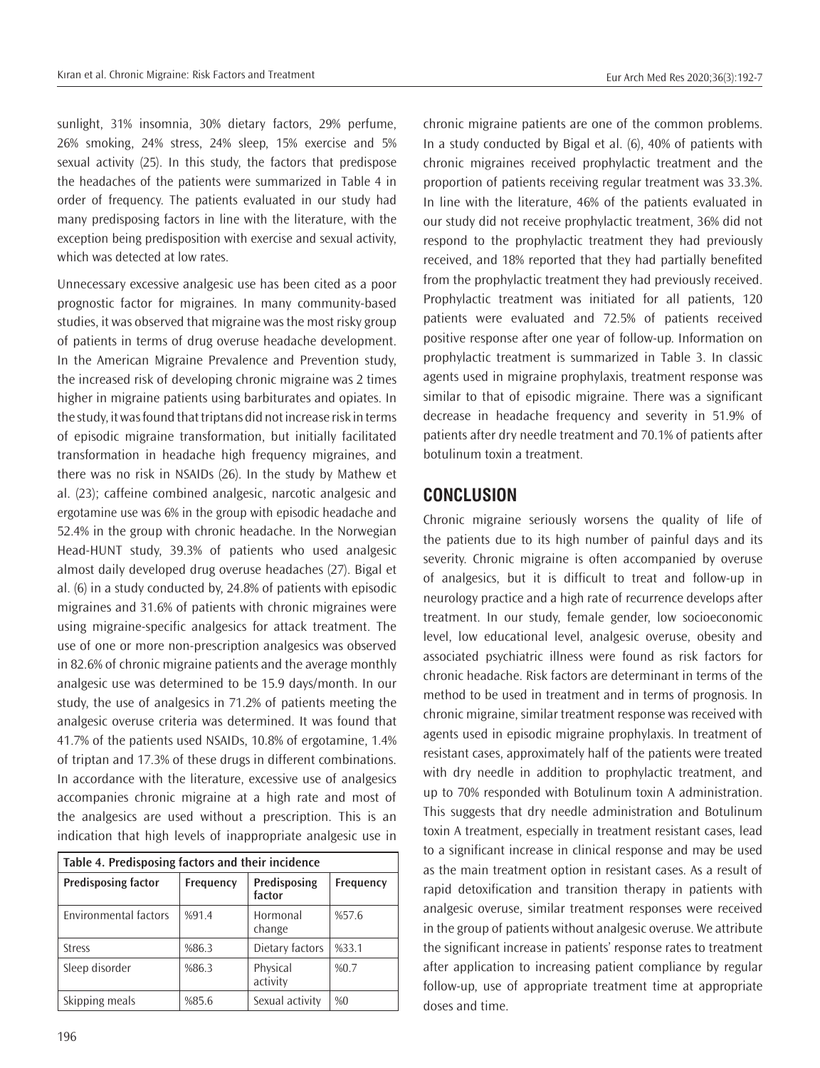sunlight, 31% insomnia, 30% dietary factors, 29% perfume, 26% smoking, 24% stress, 24% sleep, 15% exercise and 5% sexual activity (25). In this study, the factors that predispose the headaches of the patients were summarized in Table 4 in order of frequency. The patients evaluated in our study had many predisposing factors in line with the literature, with the exception being predisposition with exercise and sexual activity, which was detected at low rates.

Unnecessary excessive analgesic use has been cited as a poor prognostic factor for migraines. In many community-based studies, it was observed that migraine was the most risky group of patients in terms of drug overuse headache development. In the American Migraine Prevalence and Prevention study, the increased risk of developing chronic migraine was 2 times higher in migraine patients using barbiturates and opiates. In the study, it was found that triptans did not increase risk in terms of episodic migraine transformation, but initially facilitated transformation in headache high frequency migraines, and there was no risk in NSAIDs (26). In the study by Mathew et al. (23); caffeine combined analgesic, narcotic analgesic and ergotamine use was 6% in the group with episodic headache and 52.4% in the group with chronic headache. In the Norwegian Head-HUNT study, 39.3% of patients who used analgesic almost daily developed drug overuse headaches (27). Bigal et al. (6) in a study conducted by, 24.8% of patients with episodic migraines and 31.6% of patients with chronic migraines were using migraine-specific analgesics for attack treatment. The use of one or more non-prescription analgesics was observed in 82.6% of chronic migraine patients and the average monthly analgesic use was determined to be 15.9 days/month. In our study, the use of analgesics in 71.2% of patients meeting the analgesic overuse criteria was determined. It was found that 41.7% of the patients used NSAIDs, 10.8% of ergotamine, 1.4% of triptan and 17.3% of these drugs in different combinations. In accordance with the literature, excessive use of analgesics accompanies chronic migraine at a high rate and most of the analgesics are used without a prescription. This is an indication that high levels of inappropriate analgesic use in chronic migraine patients are one of the common problems. In a study conducted by Bigal et al. (6), 40% of patients with chronic migraines received prophylactic treatment and the proportion of patients receiving regular treatment was 33.3%. In line with the literature, 46% of the patients evaluated in our study did not receive prophylactic treatment, 36% did not respond to the prophylactic treatment they had previously received, and 18% reported that they had partially benefited from the prophylactic treatment they had previously received. Prophylactic treatment was initiated for all patients, 120 patients were evaluated and 72.5% of patients received positive response after one year of follow-up. Information on prophylactic treatment is summarized in Table 3. In classic agents used in migraine prophylaxis, treatment response was similar to that of episodic migraine. There was a significant decrease in headache frequency and severity in 51.9% of patients after dry needle treatment and 70.1% of patients after botulinum toxin a treatment.

**Table 4. Predisposing factors and their incidence**

| Predisposing factor | Frequency | Predisposing factor | Frequency |
|---|---|---|---|
| Environmental factors | %91.4 | Hormonal change | %57.6 |
| Stress | %86.3 | Dietary factors | %33.1 |
| Sleep disorder | %86.3 | Physical activity | %0.7 |
| Skipping meals | %85.6 | Sexual activity | %0 |

## CONCLUSION

Chronic migraine seriously worsens the quality of life of the patients due to its high number of painful days and its severity. Chronic migraine is often accompanied by overuse of analgesics, but it is difficult to treat and follow-up in neurology practice and a high rate of recurrence develops after treatment. In our study, female gender, low socioeconomic level, low educational level, analgesic overuse, obesity and associated psychiatric illness were found as risk factors for chronic headache. Risk factors are determinant in terms of the method to be used in treatment and in terms of prognosis. In chronic migraine, similar treatment response was received with agents used in episodic migraine prophylaxis. In treatment of resistant cases, approximately half of the patients were treated with dry needle in addition to prophylactic treatment, and up to 70% responded with Botulinum toxin A administration. This suggests that dry needle administration and Botulinum toxin A treatment, especially in treatment resistant cases, lead to a significant increase in clinical response and may be used as the main treatment option in resistant cases. As a result of rapid detoxification and transition therapy in patients with analgesic overuse, similar treatment responses were received in the group of patients without analgesic overuse. We attribute the significant increase in patients' response rates to treatment after application to increasing patient compliance by regular follow-up, use of appropriate treatment time at appropriate doses and time.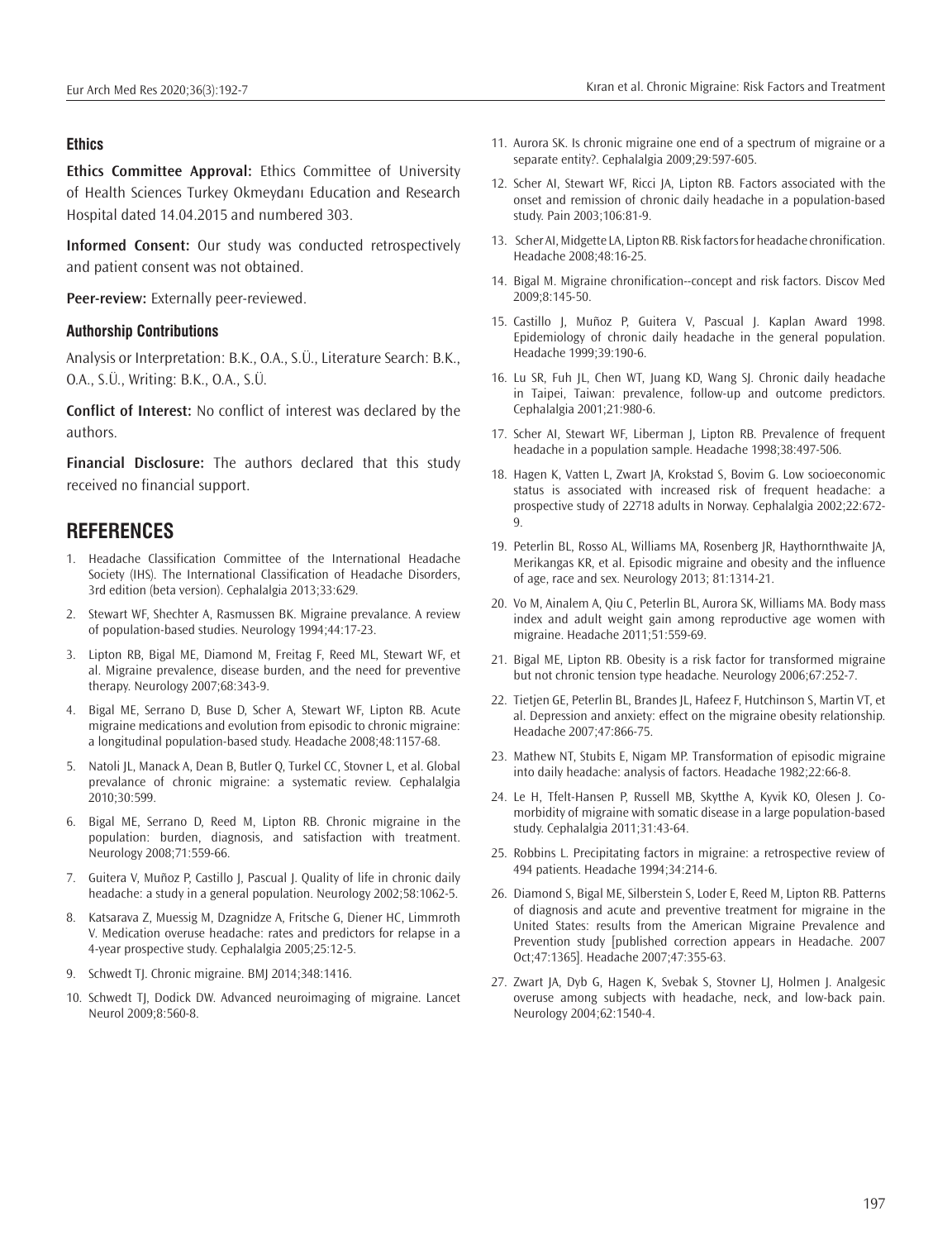### Ethics

**Ethics Committee Approval:** Ethics Committee of University of Health Sciences Turkey Okmeydanı Education and Research Hospital dated 14.04.2015 and numbered 303.

**Informed Consent:** Our study was conducted retrospectively and patient consent was not obtained.

**Peer-review:** Externally peer-reviewed.

### Authorship Contributions

Analysis or Interpretation: B.K., O.A., S.Ü., Literature Search: B.K., O.A., S.Ü., Writing: B.K., O.A., S.Ü.

**Conflict of Interest:** No conflict of interest was declared by the authors.

**Financial Disclosure:** The authors declared that this study received no financial support.

## REFERENCES

1. Headache Classification Committee of the International Headache Society (IHS). The International Classification of Headache Disorders, 3rd edition (beta version). Cephalalgia 2013;33:629.
2. Stewart WF, Shechter A, Rasmussen BK. Migraine prevalance. A review of population-based studies. Neurology 1994;44:17-23.
3. Lipton RB, Bigal ME, Diamond M, Freitag F, Reed ML, Stewart WF, et al. Migraine prevalence, disease burden, and the need for preventive therapy. Neurology 2007;68:343-9.
4. Bigal ME, Serrano D, Buse D, Scher A, Stewart WF, Lipton RB. Acute migraine medications and evolution from episodic to chronic migraine: a longitudinal population-based study. Headache 2008;48:1157-68.
5. Natoli JL, Manack A, Dean B, Butler Q, Turkel CC, Stovner L, et al. Global prevalance of chronic migraine: a systematic review. Cephalalgia 2010;30:599.
6. Bigal ME, Serrano D, Reed M, Lipton RB. Chronic migraine in the population: burden, diagnosis, and satisfaction with treatment. Neurology 2008;71:559-66.
7. Guitera V, Muñoz P, Castillo J, Pascual J. Quality of life in chronic daily headache: a study in a general population. Neurology 2002;58:1062-5.
8. Katsarava Z, Muessig M, Dzagnidze A, Fritsche G, Diener HC, Limmroth V. Medication overuse headache: rates and predictors for relapse in a 4-year prospective study. Cephalalgia 2005;25:12-5.
9. Schwedt TJ. Chronic migraine. BMJ 2014;348:1416.
10. Schwedt TJ, Dodick DW. Advanced neuroimaging of migraine. Lancet Neurol 2009;8:560-8.
11. Aurora SK. Is chronic migraine one end of a spectrum of migraine or a separate entity?. Cephalalgia 2009;29:597-605.
12. Scher AI, Stewart WF, Ricci JA, Lipton RB. Factors associated with the onset and remission of chronic daily headache in a population-based study. Pain 2003;106:81-9.
13. Scher AI, Midgette LA, Lipton RB. Risk factors for headache chronification. Headache 2008;48:16-25.
14. Bigal M. Migraine chronification--concept and risk factors. Discov Med 2009;8:145-50.
15. Castillo J, Muñoz P, Guitera V, Pascual J. Kaplan Award 1998. Epidemiology of chronic daily headache in the general population. Headache 1999;39:190-6.
16. Lu SR, Fuh JL, Chen WT, Juang KD, Wang SJ. Chronic daily headache in Taipei, Taiwan: prevalence, follow-up and outcome predictors. Cephalalgia 2001;21:980-6.
17. Scher AI, Stewart WF, Liberman J, Lipton RB. Prevalence of frequent headache in a population sample. Headache 1998;38:497-506.
18. Hagen K, Vatten L, Zwart JA, Krokstad S, Bovim G. Low socioeconomic status is associated with increased risk of frequent headache: a prospective study of 22718 adults in Norway. Cephalalgia 2002;22:672-9.
19. Peterlin BL, Rosso AL, Williams MA, Rosenberg JR, Haythornthwaite JA, Merikangas KR, et al. Episodic migraine and obesity and the influence of age, race and sex. Neurology 2013; 81:1314-21.
20. Vo M, Ainalem A, Qiu C, Peterlin BL, Aurora SK, Williams MA. Body mass index and adult weight gain among reproductive age women with migraine. Headache 2011;51:559-69.
21. Bigal ME, Lipton RB. Obesity is a risk factor for transformed migraine but not chronic tension type headache. Neurology 2006;67:252-7.
22. Tietjen GE, Peterlin BL, Brandes JL, Hafeez F, Hutchinson S, Martin VT, et al. Depression and anxiety: effect on the migraine obesity relationship. Headache 2007;47:866-75.
23. Mathew NT, Stubits E, Nigam MP. Transformation of episodic migraine into daily headache: analysis of factors. Headache 1982;22:66-8.
24. Le H, Tfelt-Hansen P, Russell MB, Skytthe A, Kyvik KO, Olesen J. Co-morbidity of migraine with somatic disease in a large population-based study. Cephalalgia 2011;31:43-64.
25. Robbins L. Precipitating factors in migraine: a retrospective review of 494 patients. Headache 1994;34:214-6.
26. Diamond S, Bigal ME, Silberstein S, Loder E, Reed M, Lipton RB. Patterns of diagnosis and acute and preventive treatment for migraine in the United States: results from the American Migraine Prevalence and Prevention study [published correction appears in Headache. 2007 Oct;47:1365]. Headache 2007;47:355-63.
27. Zwart JA, Dyb G, Hagen K, Svebak S, Stovner LJ, Holmen J. Analgesic overuse among subjects with headache, neck, and low-back pain. Neurology 2004;62:1540-4.